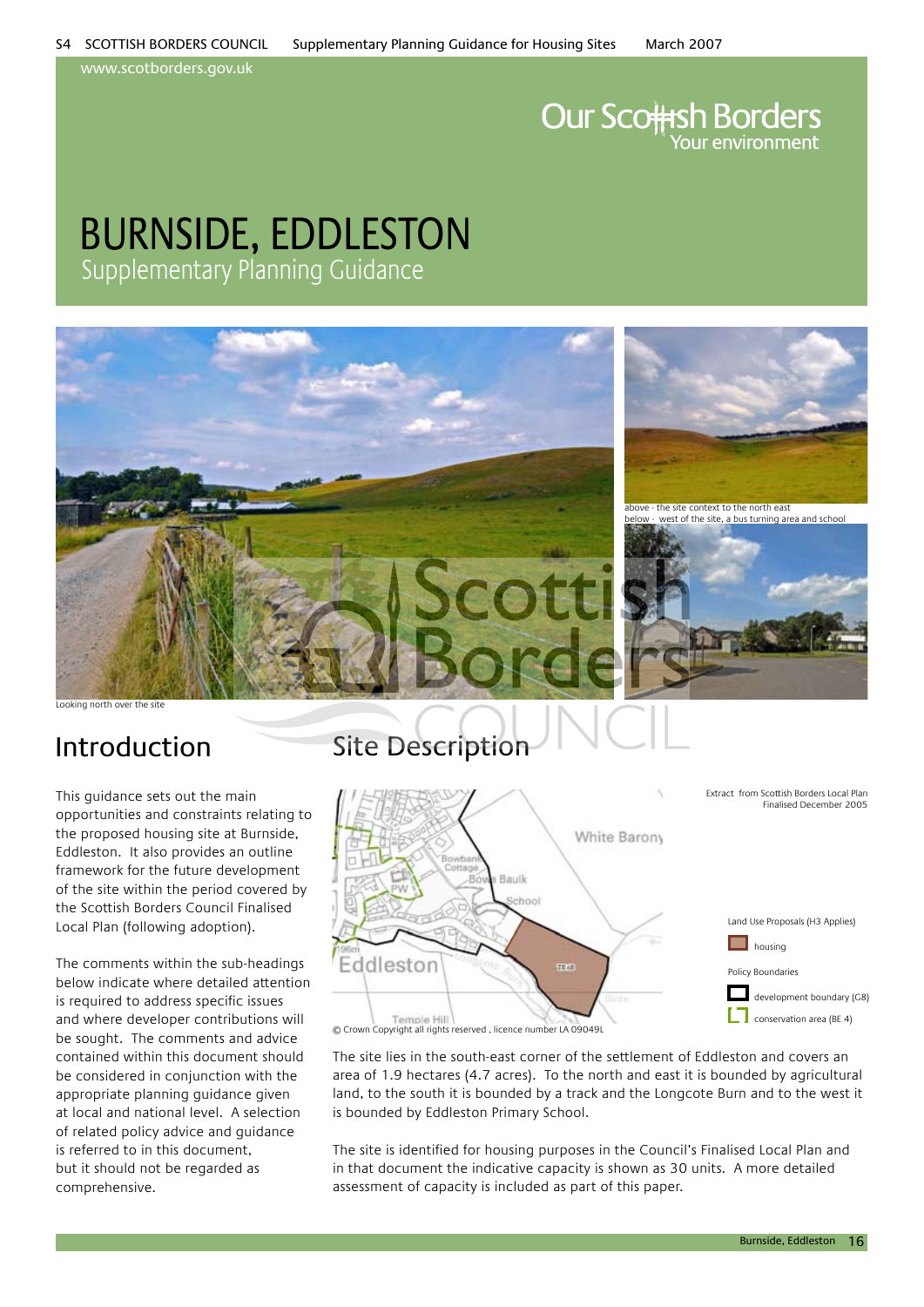www.scotborders.gov.uk

Our Scottish Borders
Your environment

# BURNSIDE, EDDLESTON

## Supplementary Planning Guidance

above - the site context to the north east
below - west of the site, a bus turning area and school

Looking north over the site

## Introduction

This guidance sets out the main opportunities and constraints relating to the proposed housing site at Burnside, Eddleston. It also provides an outline framework for the future development of the site within the period covered by the Scottish Borders Council Finalised Local Plan (following adoption).

The comments within the sub-headings below indicate where detailed attention is required to address specific issues and where developer contributions will be sought. The comments and advice contained within this document should be considered in conjunction with the appropriate planning guidance given at local and national level. A selection of related policy advice and guidance is referred to in this document, but it should not be regarded as comprehensive.

## Site Description

Extract from Scottish Borders Local Plan Finalised December 2005

Land Use Proposals (H3 Applies)
- housing

Policy Boundaries
- development boundary (G8)
- conservation area (BE 4)

© Crown Copyright all rights reserved , licence number LA 09049L

The site lies in the south-east corner of the settlement of Eddleston and covers an area of 1.9 hectares (4.7 acres). To the north and east it is bounded by agricultural land, to the south it is bounded by a track and the Longcote Burn and to the west it is bounded by Eddleston Primary School.

The site is identified for housing purposes in the Council's Finalised Local Plan and in that document the indicative capacity is shown as 30 units. A more detailed assessment of capacity is included as part of this paper.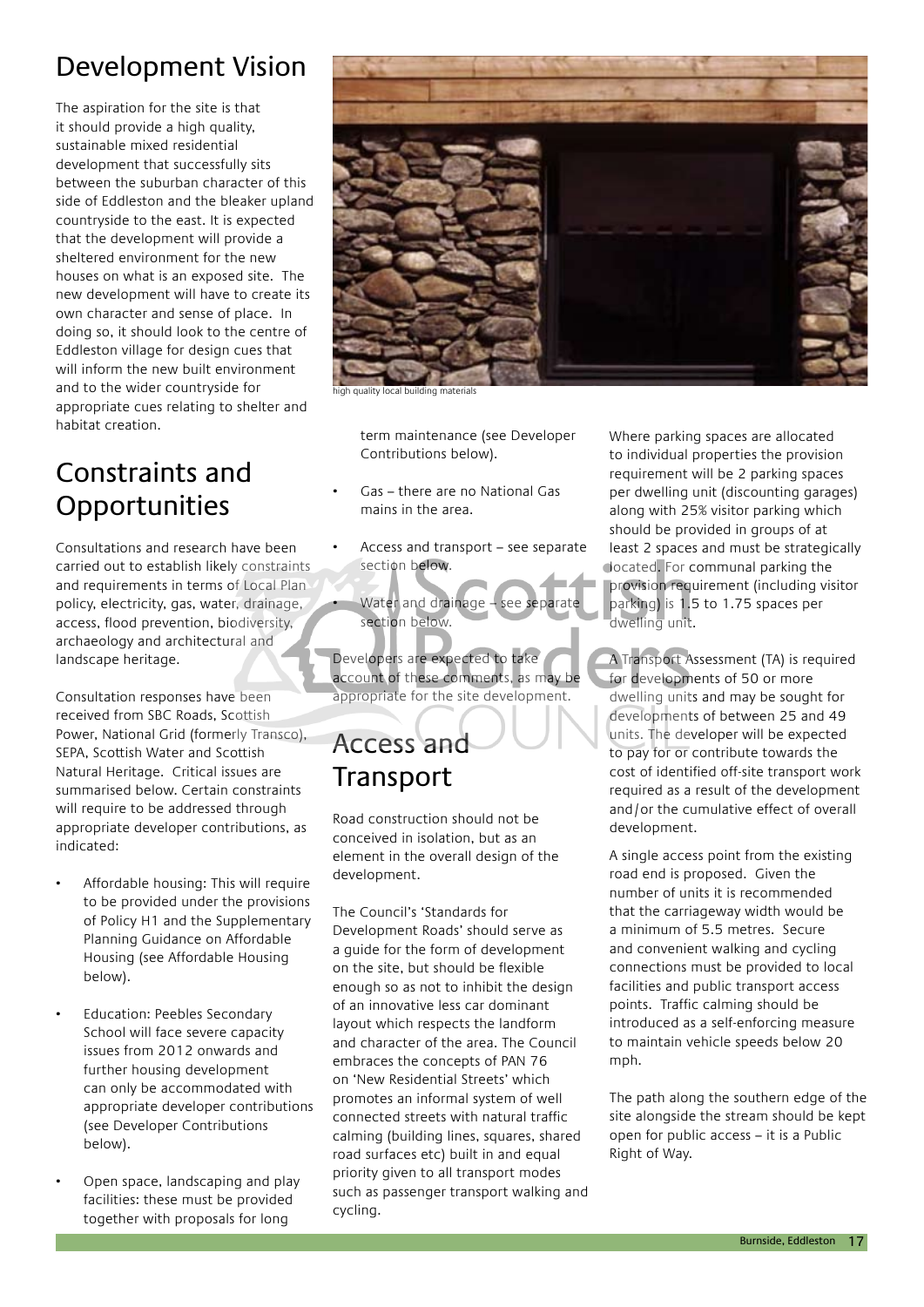## Development Vision

The aspiration for the site is that it should provide a high quality, sustainable mixed residential development that successfully sits between the suburban character of this side of Eddleston and the bleaker upland countryside to the east. It is expected that the development will provide a sheltered environment for the new houses on what is an exposed site. The new development will have to create its own character and sense of place. In doing so, it should look to the centre of Eddleston village for design cues that will inform the new built environment and to the wider countryside for appropriate cues relating to shelter and habitat creation.

high quality local building materials

## Constraints and Opportunities

Consultations and research have been carried out to establish likely constraints and requirements in terms of Local Plan policy, electricity, gas, water, drainage, access, flood prevention, biodiversity, archaeology and architectural and landscape heritage.

Consultation responses have been received from SBC Roads, Scottish Power, National Grid (formerly Transco), SEPA, Scottish Water and Scottish Natural Heritage. Critical issues are summarised below. Certain constraints will require to be addressed through appropriate developer contributions, as indicated:

- Affordable housing: This will require to be provided under the provisions of Policy H1 and the Supplementary Planning Guidance on Affordable Housing (see Affordable Housing below).
- Education: Peebles Secondary School will face severe capacity issues from 2012 onwards and further housing development can only be accommodated with appropriate developer contributions (see Developer Contributions below).
- Open space, landscaping and play facilities: these must be provided together with proposals for long term maintenance (see Developer Contributions below).
- Gas – there are no National Gas mains in the area.
- Access and transport – see separate section below.
- Water and drainage – see separate section below.

Developers are expected to take account of these comments, as may be appropriate for the site development.

## Access and Transport

Road construction should not be conceived in isolation, but as an element in the overall design of the development.

The Council's 'Standards for Development Roads' should serve as a guide for the form of development on the site, but should be flexible enough so as not to inhibit the design of an innovative less car dominant layout which respects the landform and character of the area. The Council embraces the concepts of PAN 76 on 'New Residential Streets' which promotes an informal system of well connected streets with natural traffic calming (building lines, squares, shared road surfaces etc) built in and equal priority given to all transport modes such as passenger transport walking and cycling.

Where parking spaces are allocated to individual properties the provision requirement will be 2 parking spaces per dwelling unit (discounting garages) along with 25% visitor parking which should be provided in groups of at least 2 spaces and must be strategically located. For communal parking the provision requirement (including visitor parking) is 1.5 to 1.75 spaces per dwelling unit.

A Transport Assessment (TA) is required for developments of 50 or more dwelling units and may be sought for developments of between 25 and 49 units. The developer will be expected to pay for or contribute towards the cost of identified off-site transport work required as a result of the development and/or the cumulative effect of overall development.

A single access point from the existing road end is proposed. Given the number of units it is recommended that the carriageway width would be a minimum of 5.5 metres. Secure and convenient walking and cycling connections must be provided to local facilities and public transport access points. Traffic calming should be introduced as a self-enforcing measure to maintain vehicle speeds below 20 mph.

The path along the southern edge of the site alongside the stream should be kept open for public access – it is a Public Right of Way.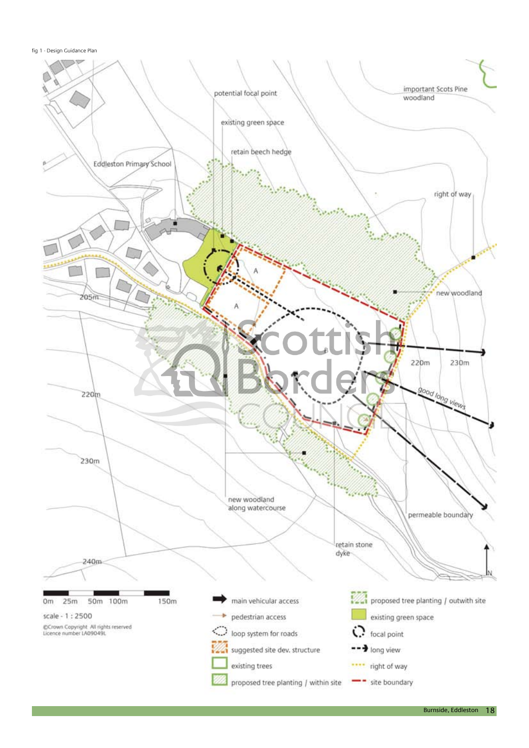fig 1 - Design Guidance Plan

potential focal point

existing green space

retain beech hedge

important Scots Pine woodland

Eddleston Primary School

right of way

new woodland

205m

220m

220m

230m

good long views

230m

new woodland along watercourse

permeable boundary

retain stone dyke

240m

N

0m 25m 50m 100m 150m

scale - 1 : 2500

©Crown Copyright All rights reserved
Licence number LA09049L

- main vehicular access
- pedestrian access
- loop system for roads
- suggested site dev. structure
- existing trees
- proposed tree planting / within site
- proposed tree planting / outwith site
- existing green space
- focal point
- long view
- right of way
- site boundary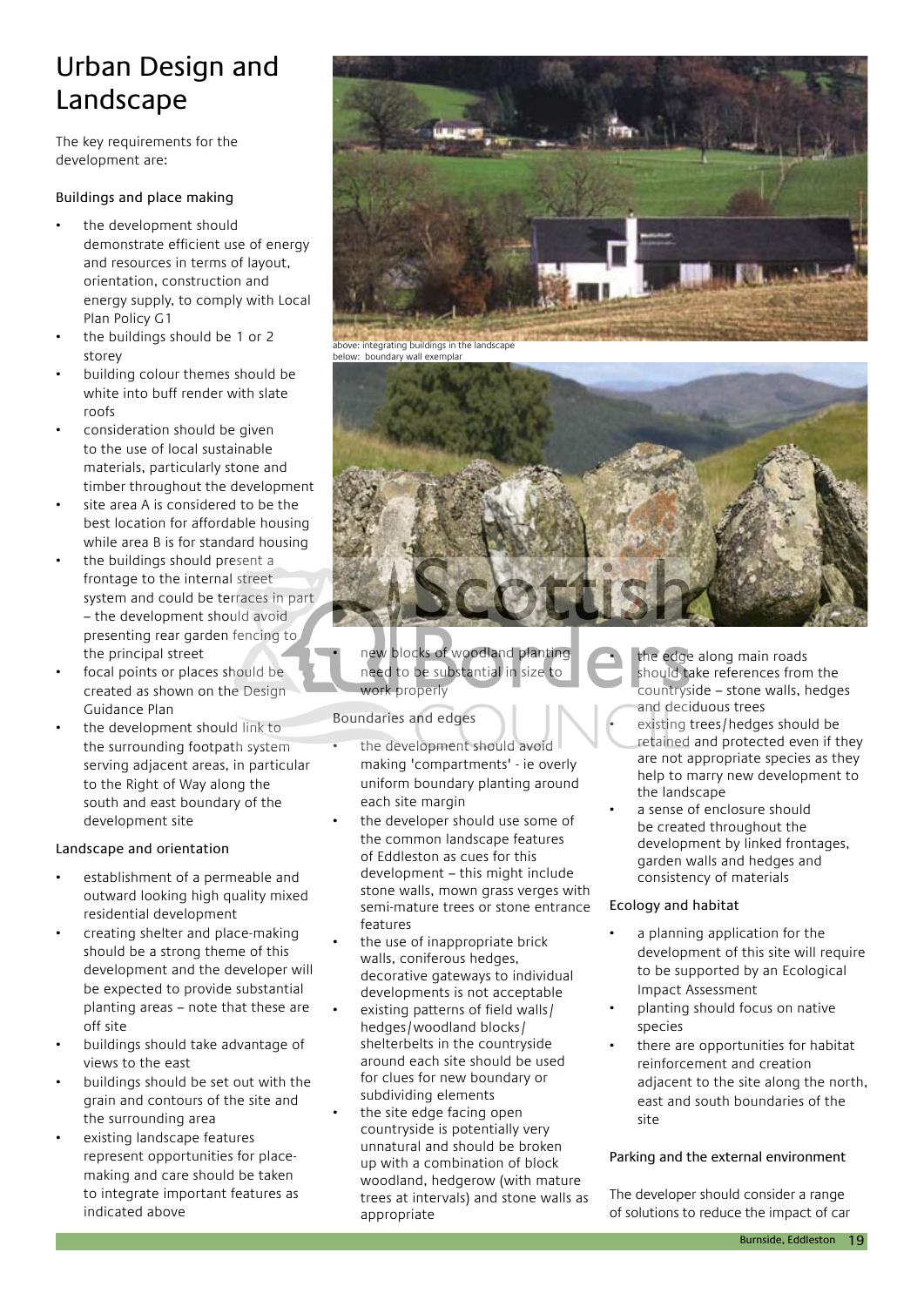# Urban Design and Landscape

The key requirements for the development are:

### Buildings and place making

- the development should demonstrate efficient use of energy and resources in terms of layout, orientation, construction and energy supply, to comply with Local Plan Policy G1
- the buildings should be 1 or 2 storey
- building colour themes should be white into buff render with slate roofs
- consideration should be given to the use of local sustainable materials, particularly stone and timber throughout the development
- site area A is considered to be the best location for affordable housing while area B is for standard housing
- the buildings should present a frontage to the internal street system and could be terraces in part – the development should avoid presenting rear garden fencing to the principal street
- focal points or places should be created as shown on the Design Guidance Plan
- the development should link to the surrounding footpath system serving adjacent areas, in particular to the Right of Way along the south and east boundary of the development site

### Landscape and orientation

- establishment of a permeable and outward looking high quality mixed residential development
- creating shelter and place-making should be a strong theme of this development and the developer will be expected to provide substantial planting areas – note that these are off site
- buildings should take advantage of views to the east
- buildings should be set out with the grain and contours of the site and the surrounding area
- existing landscape features represent opportunities for place-making and care should be taken to integrate important features as indicated above

above: integrating buildings in the landscape
below: boundary wall exemplar

- new blocks of woodland planting need to be substantial in size to work properly

### Boundaries and edges

- the development should avoid making 'compartments' - ie overly uniform boundary planting around each site margin
- the developer should use some of the common landscape features of Eddleston as cues for this development – this might include stone walls, mown grass verges with semi-mature trees or stone entrance features
- the use of inappropriate brick walls, coniferous hedges, decorative gateways to individual developments is not acceptable
- existing patterns of field walls/ hedges/woodland blocks/ shelterbelts in the countryside around each site should be used for clues for new boundary or subdividing elements
- the site edge facing open countryside is potentially very unnatural and should be broken up with a combination of block woodland, hedgerow (with mature trees at intervals) and stone walls as appropriate
- the edge along main roads should take references from the countryside – stone walls, hedges and deciduous trees
- existing trees/hedges should be retained and protected even if they are not appropriate species as they help to marry new development to the landscape
- a sense of enclosure should be created throughout the development by linked frontages, garden walls and hedges and consistency of materials

### Ecology and habitat

- a planning application for the development of this site will require to be supported by an Ecological Impact Assessment
- planting should focus on native species
- there are opportunities for habitat reinforcement and creation adjacent to the site along the north, east and south boundaries of the site

### Parking and the external environment

The developer should consider a range of solutions to reduce the impact of car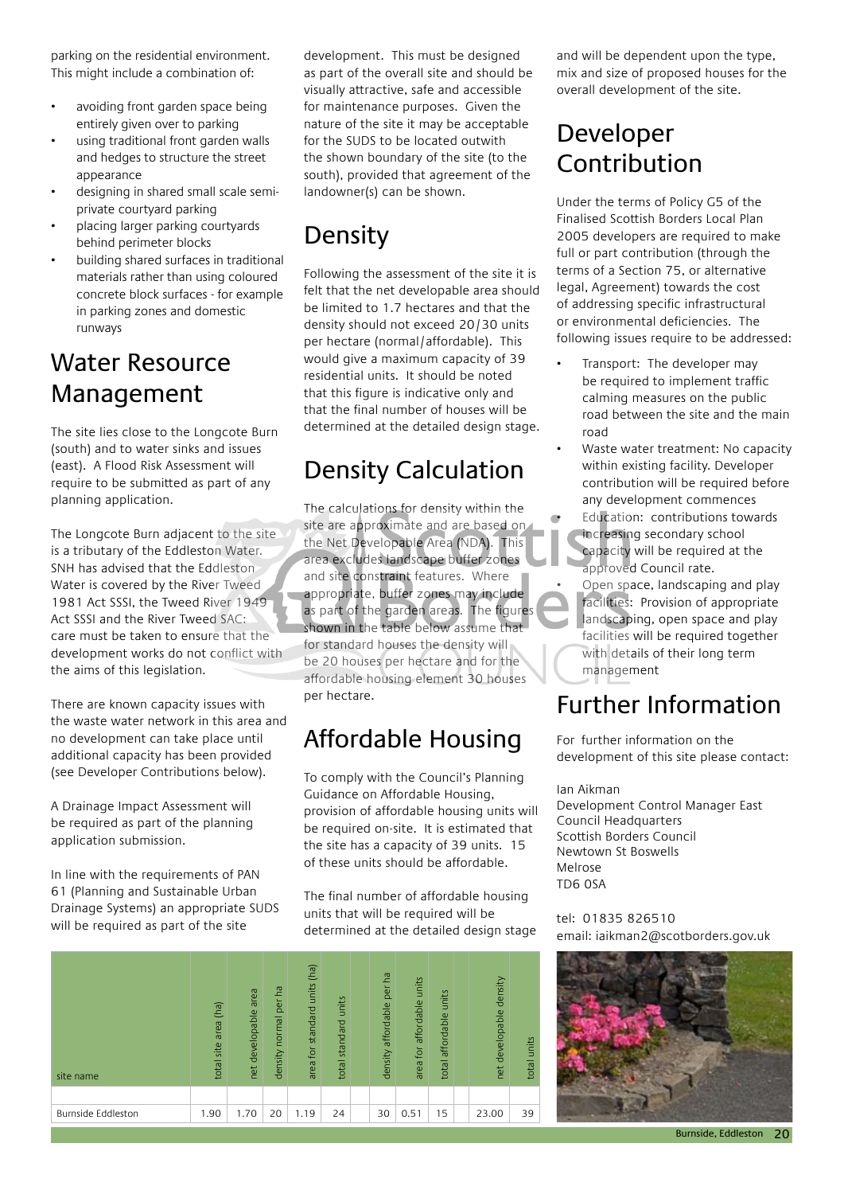parking on the residential environment. This might include a combination of:

- avoiding front garden space being entirely given over to parking
- using traditional front garden walls and hedges to structure the street appearance
- designing in shared small scale semi-private courtyard parking
- placing larger parking courtyards behind perimeter blocks
- building shared surfaces in traditional materials rather than using coloured concrete block surfaces - for example in parking zones and domestic runways

## Water Resource Management

The site lies close to the Longcote Burn (south) and to water sinks and issues (east). A Flood Risk Assessment will require to be submitted as part of any planning application.

The Longcote Burn adjacent to the site is a tributary of the Eddleston Water. SNH has advised that the Eddleston Water is covered by the River Tweed 1981 Act SSSI, the Tweed River 1949 Act SSSI and the River Tweed SAC: care must be taken to ensure that the development works do not conflict with the aims of this legislation.

There are known capacity issues with the waste water network in this area and no development can take place until additional capacity has been provided (see Developer Contributions below).

A Drainage Impact Assessment will be required as part of the planning application submission.

In line with the requirements of PAN 61 (Planning and Sustainable Urban Drainage Systems) an appropriate SUDS will be required as part of the site development. This must be designed as part of the overall site and should be visually attractive, safe and accessible for maintenance purposes. Given the nature of the site it may be acceptable for the SUDS to be located outwith the shown boundary of the site (to the south), provided that agreement of the landowner(s) can be shown.

## Density

Following the assessment of the site it is felt that the net developable area should be limited to 1.7 hectares and that the density should not exceed 20/30 units per hectare (normal/affordable). This would give a maximum capacity of 39 residential units. It should be noted that this figure is indicative only and that the final number of houses will be determined at the detailed design stage.

## Density Calculation

The calculations for density within the site are approximate and are based on the Net Developable Area (NDA). This area excludes landscape buffer zones and site constraint features. Where appropriate, buffer zones may include as part of the garden areas. The figures shown in the table below assume that for standard houses the density will be 20 houses per hectare and for the affordable housing element 30 houses per hectare.

## Affordable Housing

To comply with the Council's Planning Guidance on Affordable Housing, provision of affordable housing units will be required on-site. It is estimated that the site has a capacity of 39 units. 15 of these units should be affordable.

The final number of affordable housing units that will be required will be determined at the detailed design stage and will be dependent upon the type, mix and size of proposed houses for the overall development of the site.

## Developer Contribution

Under the terms of Policy G5 of the Finalised Scottish Borders Local Plan 2005 developers are required to make full or part contribution (through the terms of a Section 75, or alternative legal, Agreement) towards the cost of addressing specific infrastructural or environmental deficiencies. The following issues require to be addressed:

- Transport: The developer may be required to implement traffic calming measures on the public road between the site and the main road
- Waste water treatment: No capacity within existing facility. Developer contribution will be required before any development commences
- Education: contributions towards increasing secondary school capacity will be required at the approved Council rate.
- Open space, landscaping and play facilities: Provision of appropriate landscaping, open space and play facilities will be required together with details of their long term management

## Further Information

For further information on the development of this site please contact:

Ian Aikman
Development Control Manager East
Council Headquarters
Scottish Borders Council
Newtown St Boswells
Melrose
TD6 0SA

tel: 01835 826510
email: iaikman2@scotborders.gov.uk

| site name | total site area (ha) | net developable area | density normal per ha | area for standard units (ha) | total standard units | | density affordable per ha | area for affordable units | total affordable units | | net developable density | total units |
|---|---|---|---|---|---|---|---|---|---|---|---|---|
| Burnside Eddleston | 1.90 | 1.70 | 20 | 1.19 | 24 | | 30 | 0.51 | 15 | | 23.00 | 39 |